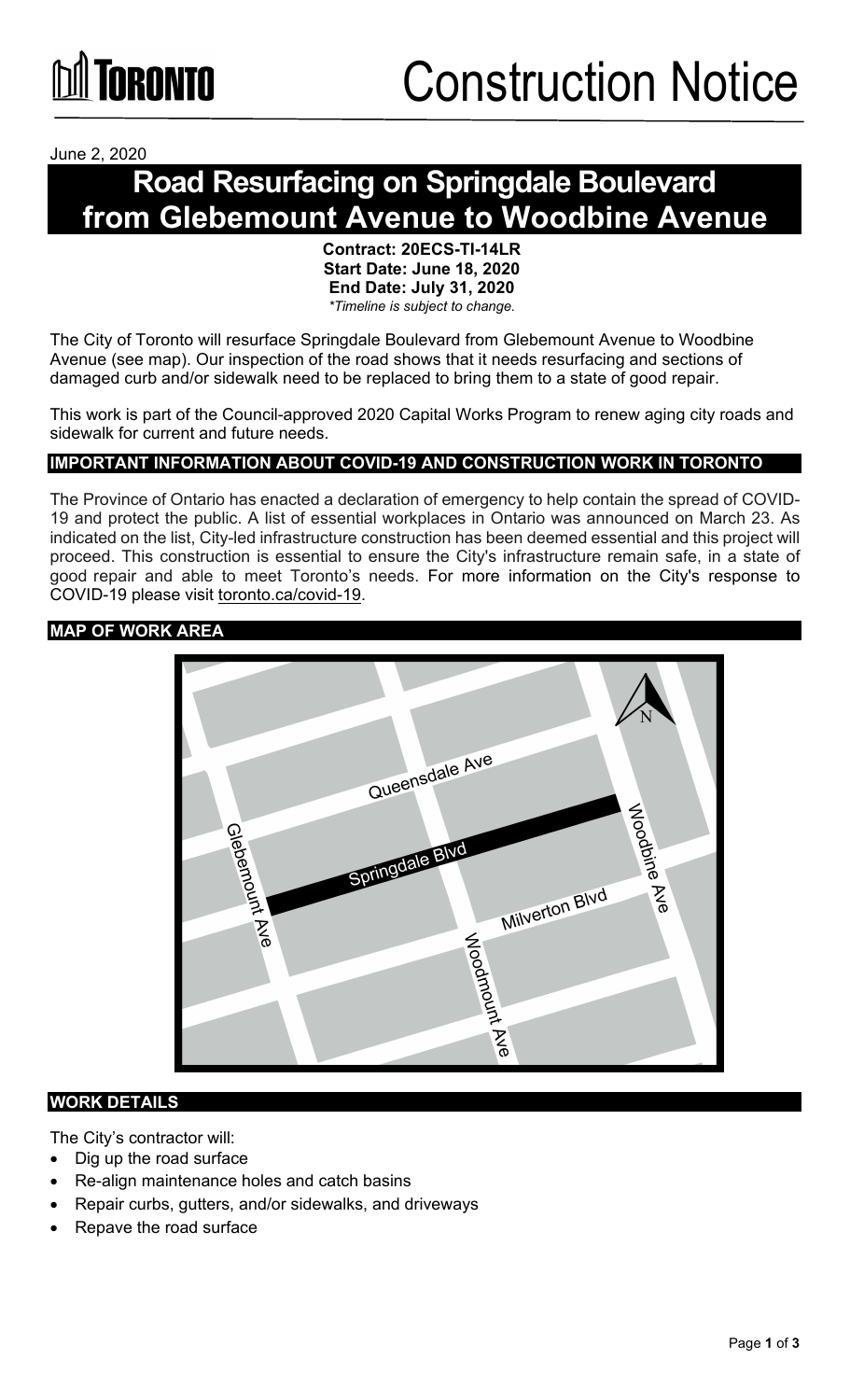TORONTO

# Construction Notice

June 2, 2020

## Road Resurfacing on Springdale Boulevard from Glebemount Avenue to Woodbine Avenue

**Contract: 20ECS-TI-14LR**
**Start Date: June 18, 2020**
**End Date: July 31, 2020**
*\*Timeline is subject to change.*

The City of Toronto will resurface Springdale Boulevard from Glebemount Avenue to Woodbine Avenue (see map). Our inspection of the road shows that it needs resurfacing and sections of damaged curb and/or sidewalk need to be replaced to bring them to a state of good repair.

This work is part of the Council-approved 2020 Capital Works Program to renew aging city roads and sidewalk for current and future needs.

### IMPORTANT INFORMATION ABOUT COVID-19 AND CONSTRUCTION WORK IN TORONTO

The Province of Ontario has enacted a declaration of emergency to help contain the spread of COVID-19 and protect the public. A list of essential workplaces in Ontario was announced on March 23. As indicated on the list, City-led infrastructure construction has been deemed essential and this project will proceed. This construction is essential to ensure the City's infrastructure remain safe, in a state of good repair and able to meet Toronto's needs. For more information on the City's response to COVID-19 please visit toronto.ca/covid-19.

### MAP OF WORK AREA

Queensdale Ave
Glebemount Ave
Springdale Blvd
Woodbine Ave
Milverton Blvd
Woodmount Ave
N

### WORK DETAILS

The City's contractor will:

- Dig up the road surface
- Re-align maintenance holes and catch basins
- Repair curbs, gutters, and/or sidewalks, and driveways
- Repave the road surface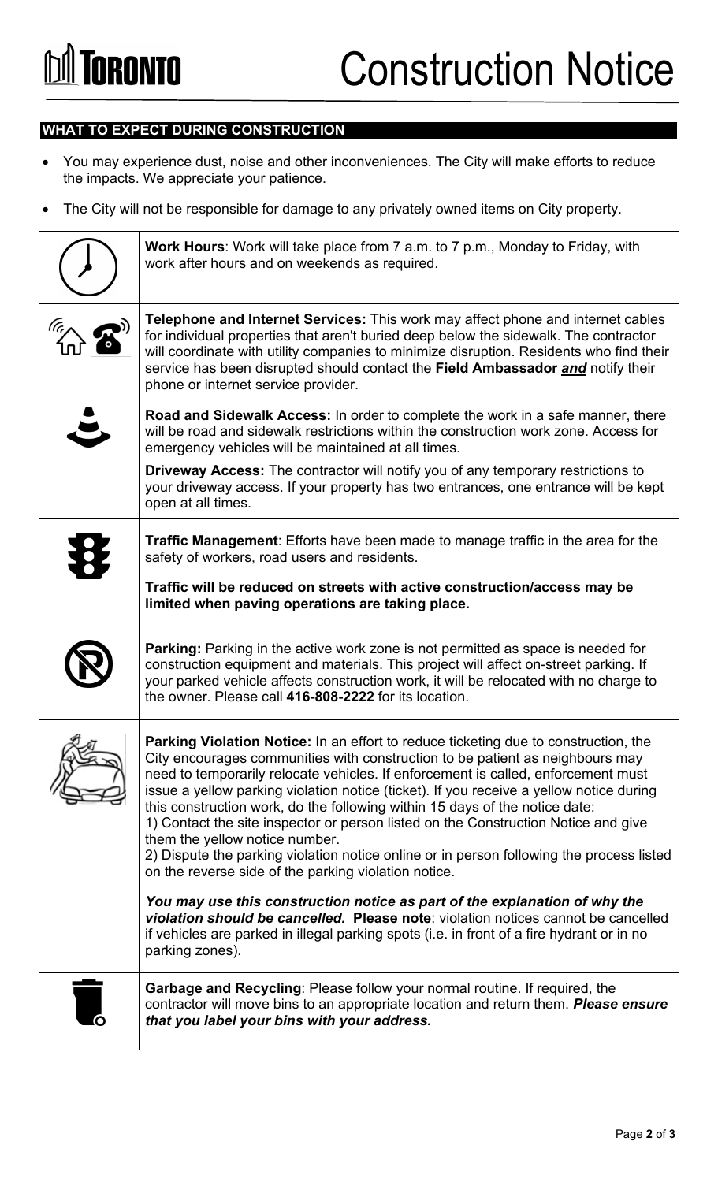# TORONTO

# Construction Notice

## WHAT TO EXPECT DURING CONSTRUCTION

- You may experience dust, noise and other inconveniences. The City will make efforts to reduce the impacts. We appreciate your patience.
- The City will not be responsible for damage to any privately owned items on City property.

**Work Hours**: Work will take place from 7 a.m. to 7 p.m., Monday to Friday, with work after hours and on weekends as required.

**Telephone and Internet Services:** This work may affect phone and internet cables for individual properties that aren't buried deep below the sidewalk. The contractor will coordinate with utility companies to minimize disruption. Residents who find their service has been disrupted should contact the **Field Ambassador** ***and*** notify their phone or internet service provider.

**Road and Sidewalk Access:** In order to complete the work in a safe manner, there will be road and sidewalk restrictions within the construction work zone. Access for emergency vehicles will be maintained at all times.

**Driveway Access:** The contractor will notify you of any temporary restrictions to your driveway access. If your property has two entrances, one entrance will be kept open at all times.

**Traffic Management**: Efforts have been made to manage traffic in the area for the safety of workers, road users and residents.

**Traffic will be reduced on streets with active construction/access may be limited when paving operations are taking place.**

**Parking:** Parking in the active work zone is not permitted as space is needed for construction equipment and materials. This project will affect on-street parking. If your parked vehicle affects construction work, it will be relocated with no charge to the owner. Please call **416-808-2222** for its location.

**Parking Violation Notice:** In an effort to reduce ticketing due to construction, the City encourages communities with construction to be patient as neighbours may need to temporarily relocate vehicles. If enforcement is called, enforcement must issue a yellow parking violation notice (ticket). If you receive a yellow notice during this construction work, do the following within 15 days of the notice date:
1) Contact the site inspector or person listed on the Construction Notice and give them the yellow notice number.
2) Dispute the parking violation notice online or in person following the process listed on the reverse side of the parking violation notice.

***You may use this construction notice as part of the explanation of why the violation should be cancelled.*** **Please note**: violation notices cannot be cancelled if vehicles are parked in illegal parking spots (i.e. in front of a fire hydrant or in no parking zones).

**Garbage and Recycling**: Please follow your normal routine. If required, the contractor will move bins to an appropriate location and return them. ***Please ensure that you label your bins with your address.***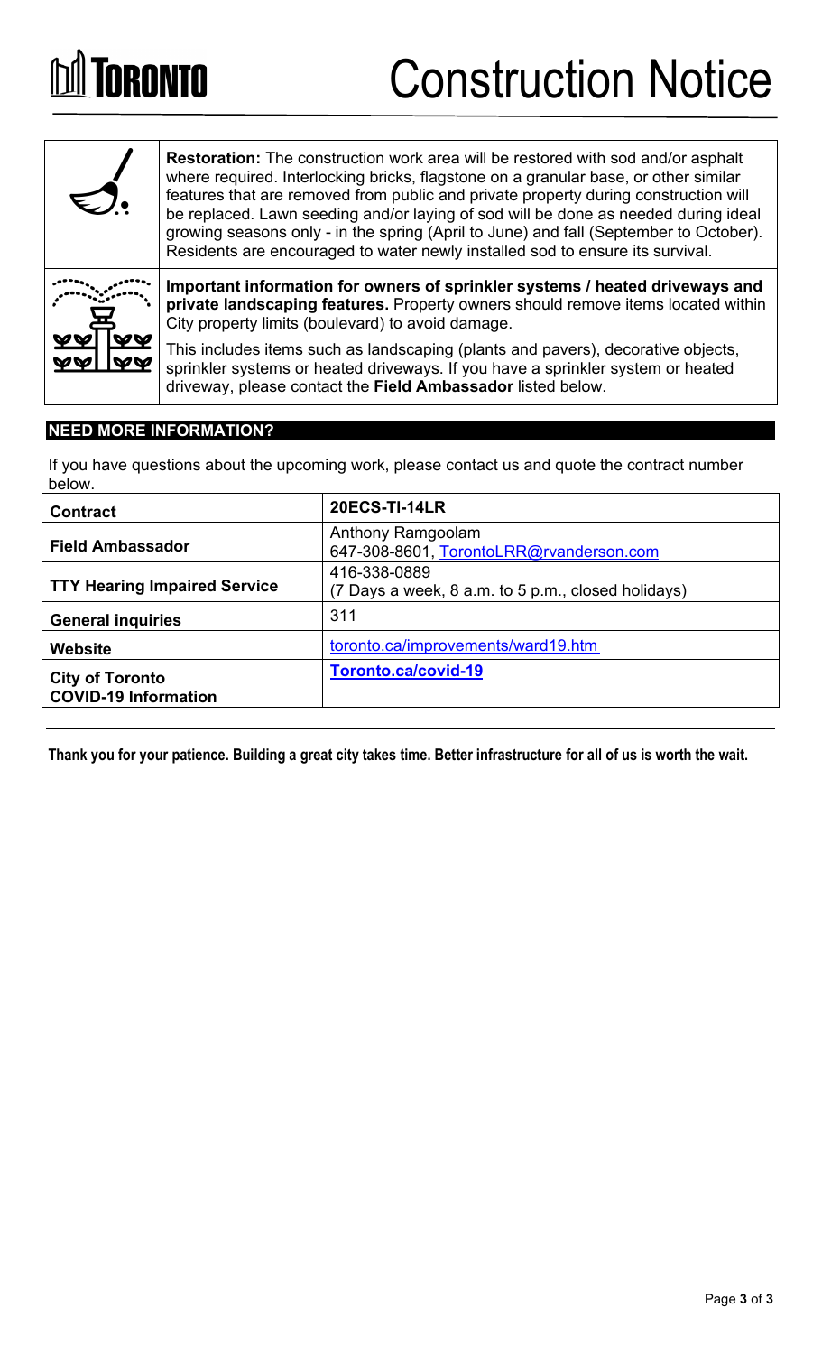# Construction Notice

**Restoration:** The construction work area will be restored with sod and/or asphalt where required. Interlocking bricks, flagstone on a granular base, or other similar features that are removed from public and private property during construction will be replaced. Lawn seeding and/or laying of sod will be done as needed during ideal growing seasons only - in the spring (April to June) and fall (September to October). Residents are encouraged to water newly installed sod to ensure its survival.

**Important information for owners of sprinkler systems / heated driveways and private landscaping features.** Property owners should remove items located within City property limits (boulevard) to avoid damage.

This includes items such as landscaping (plants and pavers), decorative objects, sprinkler systems or heated driveways. If you have a sprinkler system or heated driveway, please contact the **Field Ambassador** listed below.

## NEED MORE INFORMATION?

If you have questions about the upcoming work, please contact us and quote the contract number below.

| | |
|---|---|
| **Contract** | **20ECS-TI-14LR** |
| **Field Ambassador** | Anthony Ramgoolam<br>647-308-8601, TorontoLRR@rvanderson.com |
| **TTY Hearing Impaired Service** | 416-338-0889<br>(7 Days a week, 8 a.m. to 5 p.m., closed holidays) |
| **General inquiries** | 311 |
| **Website** | toronto.ca/improvements/ward19.htm |
| **City of Toronto COVID-19 Information** | **Toronto.ca/covid-19** |

**Thank you for your patience. Building a great city takes time. Better infrastructure for all of us is worth the wait.**